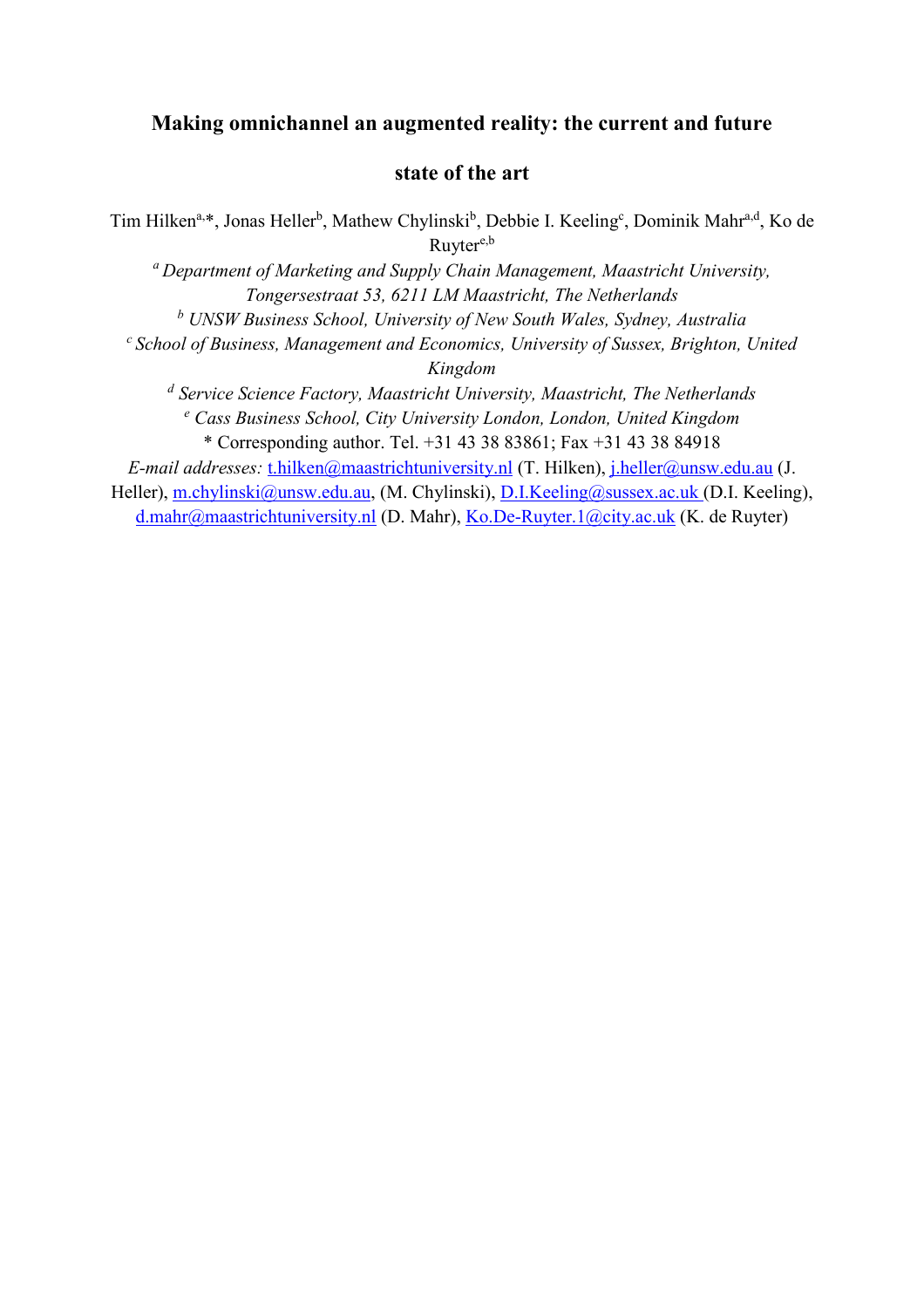# Making omnichannel an augmented reality: the current and future state of the art

Tim Hilken[a,*], Jonas Heller[b], Mathew Chylinski[b], Debbie I. Keeling[c], Dominik Mahr[a,d], Ko de Ruyter[e,b]

[a] *Department of Marketing and Supply Chain Management, Maastricht University, Tongersestraat 53, 6211 LM Maastricht, The Netherlands*

[b] *UNSW Business School, University of New South Wales, Sydney, Australia*

[c] *School of Business, Management and Economics, University of Sussex, Brighton, United Kingdom*

[d] *Service Science Factory, Maastricht University, Maastricht, The Netherlands*

[e] *Cass Business School, City University London, London, United Kingdom*

\* Corresponding author. Tel. +31 43 38 83861; Fax +31 43 38 84918

*E-mail addresses:* t.hilken@maastrichtuniversity.nl (T. Hilken), j.heller@unsw.edu.au (J. Heller), m.chylinski@unsw.edu.au, (M. Chylinski), D.I.Keeling@sussex.ac.uk (D.I. Keeling), d.mahr@maastrichtuniversity.nl (D. Mahr), Ko.De-Ruyter.1@city.ac.uk (K. de Ruyter)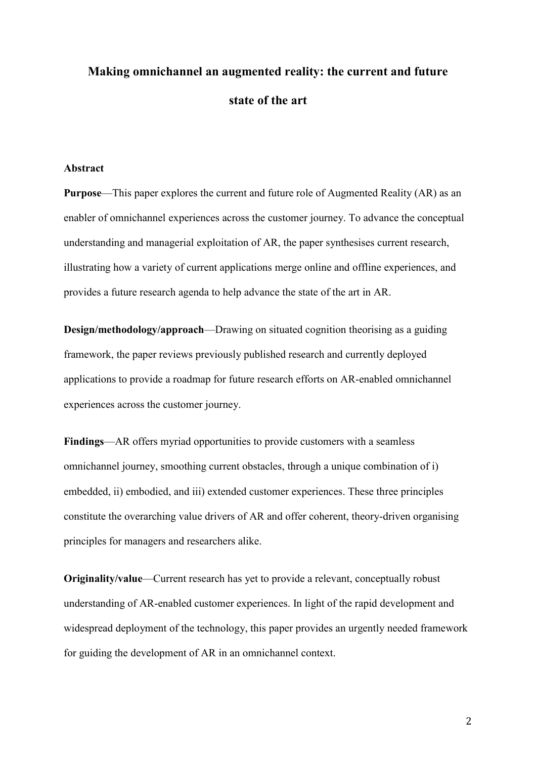# Making omnichannel an augmented reality: the current and future state of the art

## Abstract

**Purpose**—This paper explores the current and future role of Augmented Reality (AR) as an enabler of omnichannel experiences across the customer journey. To advance the conceptual understanding and managerial exploitation of AR, the paper synthesises current research, illustrating how a variety of current applications merge online and offline experiences, and provides a future research agenda to help advance the state of the art in AR.

**Design/methodology/approach**—Drawing on situated cognition theorising as a guiding framework, the paper reviews previously published research and currently deployed applications to provide a roadmap for future research efforts on AR-enabled omnichannel experiences across the customer journey.

**Findings**—AR offers myriad opportunities to provide customers with a seamless omnichannel journey, smoothing current obstacles, through a unique combination of i) embedded, ii) embodied, and iii) extended customer experiences. These three principles constitute the overarching value drivers of AR and offer coherent, theory-driven organising principles for managers and researchers alike.

**Originality/value**—Current research has yet to provide a relevant, conceptually robust understanding of AR-enabled customer experiences. In light of the rapid development and widespread deployment of the technology, this paper provides an urgently needed framework for guiding the development of AR in an omnichannel context.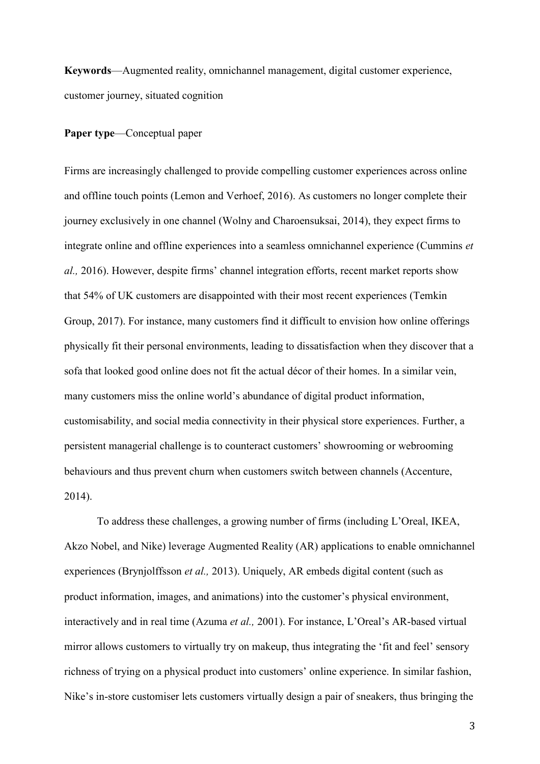**Keywords**—Augmented reality, omnichannel management, digital customer experience, customer journey, situated cognition

**Paper type**—Conceptual paper

Firms are increasingly challenged to provide compelling customer experiences across online and offline touch points (Lemon and Verhoef, 2016). As customers no longer complete their journey exclusively in one channel (Wolny and Charoensuksai, 2014), they expect firms to integrate online and offline experiences into a seamless omnichannel experience (Cummins *et al.,* 2016). However, despite firms' channel integration efforts, recent market reports show that 54% of UK customers are disappointed with their most recent experiences (Temkin Group, 2017). For instance, many customers find it difficult to envision how online offerings physically fit their personal environments, leading to dissatisfaction when they discover that a sofa that looked good online does not fit the actual décor of their homes. In a similar vein, many customers miss the online world's abundance of digital product information, customisability, and social media connectivity in their physical store experiences. Further, a persistent managerial challenge is to counteract customers' showrooming or webrooming behaviours and thus prevent churn when customers switch between channels (Accenture, 2014).

To address these challenges, a growing number of firms (including L'Oreal, IKEA, Akzo Nobel, and Nike) leverage Augmented Reality (AR) applications to enable omnichannel experiences (Brynjolffsson *et al.,* 2013). Uniquely, AR embeds digital content (such as product information, images, and animations) into the customer's physical environment, interactively and in real time (Azuma *et al.,* 2001). For instance, L'Oreal's AR-based virtual mirror allows customers to virtually try on makeup, thus integrating the 'fit and feel' sensory richness of trying on a physical product into customers' online experience. In similar fashion, Nike's in-store customiser lets customers virtually design a pair of sneakers, thus bringing the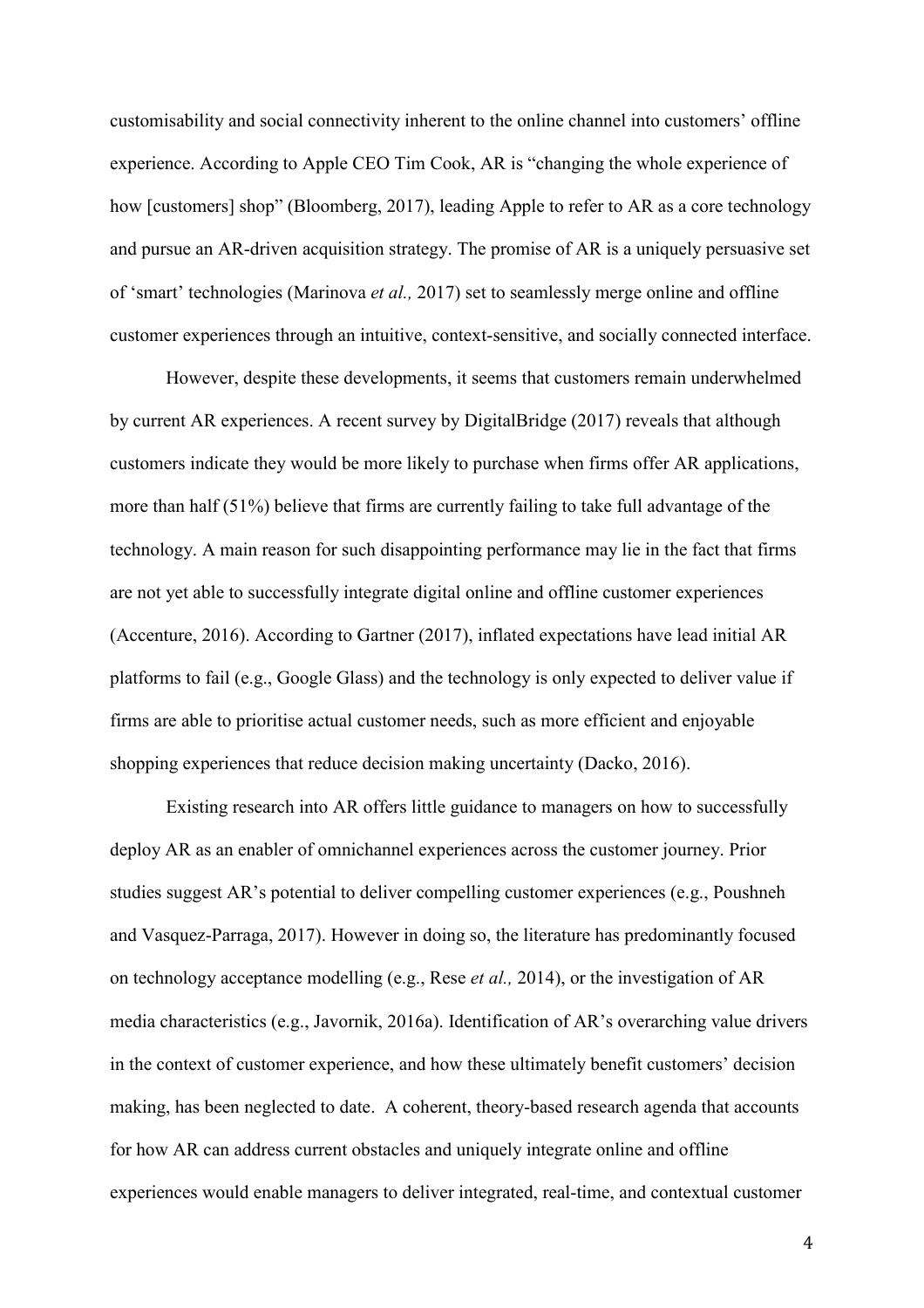customisability and social connectivity inherent to the online channel into customers' offline experience. According to Apple CEO Tim Cook, AR is "changing the whole experience of how [customers] shop" (Bloomberg, 2017), leading Apple to refer to AR as a core technology and pursue an AR-driven acquisition strategy. The promise of AR is a uniquely persuasive set of 'smart' technologies (Marinova *et al.,* 2017) set to seamlessly merge online and offline customer experiences through an intuitive, context-sensitive, and socially connected interface.

However, despite these developments, it seems that customers remain underwhelmed by current AR experiences. A recent survey by DigitalBridge (2017) reveals that although customers indicate they would be more likely to purchase when firms offer AR applications, more than half (51%) believe that firms are currently failing to take full advantage of the technology. A main reason for such disappointing performance may lie in the fact that firms are not yet able to successfully integrate digital online and offline customer experiences (Accenture, 2016). According to Gartner (2017), inflated expectations have lead initial AR platforms to fail (e.g., Google Glass) and the technology is only expected to deliver value if firms are able to prioritise actual customer needs, such as more efficient and enjoyable shopping experiences that reduce decision making uncertainty (Dacko, 2016).

Existing research into AR offers little guidance to managers on how to successfully deploy AR as an enabler of omnichannel experiences across the customer journey. Prior studies suggest AR's potential to deliver compelling customer experiences (e.g., Poushneh and Vasquez-Parraga, 2017). However in doing so, the literature has predominantly focused on technology acceptance modelling (e.g., Rese *et al.,* 2014), or the investigation of AR media characteristics (e.g., Javornik, 2016a). Identification of AR's overarching value drivers in the context of customer experience, and how these ultimately benefit customers' decision making, has been neglected to date. A coherent, theory-based research agenda that accounts for how AR can address current obstacles and uniquely integrate online and offline experiences would enable managers to deliver integrated, real-time, and contextual customer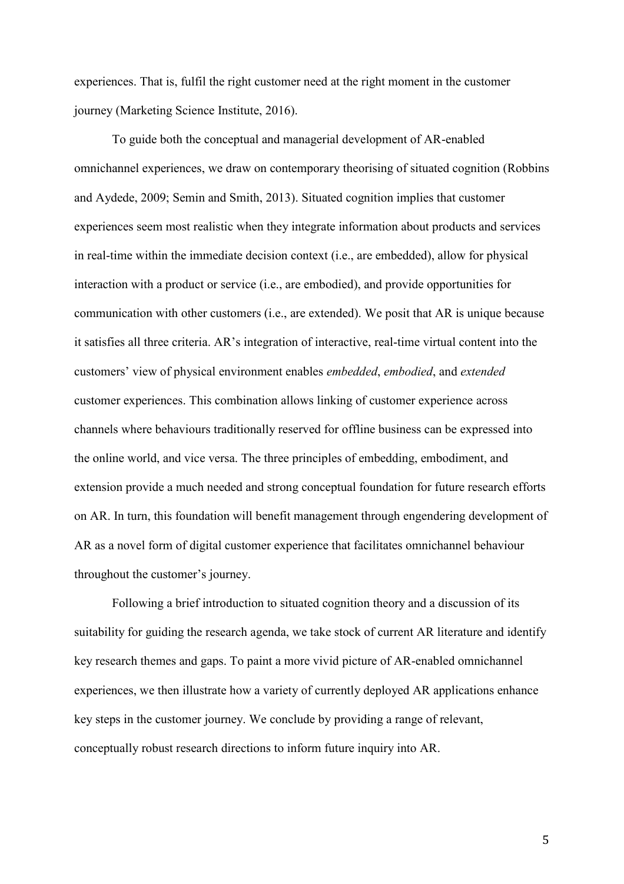experiences. That is, fulfil the right customer need at the right moment in the customer journey (Marketing Science Institute, 2016).

To guide both the conceptual and managerial development of AR-enabled omnichannel experiences, we draw on contemporary theorising of situated cognition (Robbins and Aydede, 2009; Semin and Smith, 2013). Situated cognition implies that customer experiences seem most realistic when they integrate information about products and services in real-time within the immediate decision context (i.e., are embedded), allow for physical interaction with a product or service (i.e., are embodied), and provide opportunities for communication with other customers (i.e., are extended). We posit that AR is unique because it satisfies all three criteria. AR's integration of interactive, real-time virtual content into the customers' view of physical environment enables *embedded*, *embodied*, and *extended* customer experiences. This combination allows linking of customer experience across channels where behaviours traditionally reserved for offline business can be expressed into the online world, and vice versa. The three principles of embedding, embodiment, and extension provide a much needed and strong conceptual foundation for future research efforts on AR. In turn, this foundation will benefit management through engendering development of AR as a novel form of digital customer experience that facilitates omnichannel behaviour throughout the customer's journey.

Following a brief introduction to situated cognition theory and a discussion of its suitability for guiding the research agenda, we take stock of current AR literature and identify key research themes and gaps. To paint a more vivid picture of AR-enabled omnichannel experiences, we then illustrate how a variety of currently deployed AR applications enhance key steps in the customer journey. We conclude by providing a range of relevant, conceptually robust research directions to inform future inquiry into AR.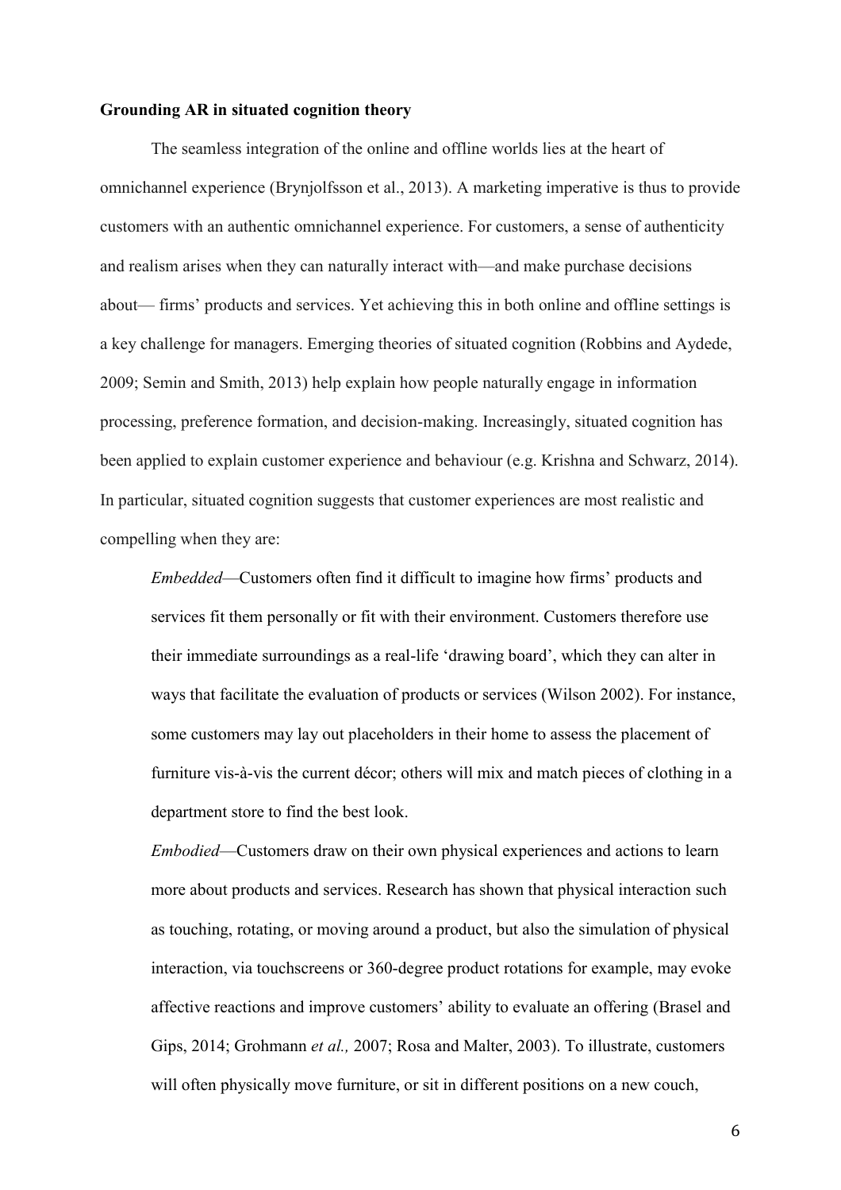**Grounding AR in situated cognition theory**

The seamless integration of the online and offline worlds lies at the heart of omnichannel experience (Brynjolfsson et al., 2013). A marketing imperative is thus to provide customers with an authentic omnichannel experience. For customers, a sense of authenticity and realism arises when they can naturally interact with—and make purchase decisions about— firms' products and services. Yet achieving this in both online and offline settings is a key challenge for managers. Emerging theories of situated cognition (Robbins and Aydede, 2009; Semin and Smith, 2013) help explain how people naturally engage in information processing, preference formation, and decision-making. Increasingly, situated cognition has been applied to explain customer experience and behaviour (e.g. Krishna and Schwarz, 2014). In particular, situated cognition suggests that customer experiences are most realistic and compelling when they are:

*Embedded*—Customers often find it difficult to imagine how firms' products and services fit them personally or fit with their environment. Customers therefore use their immediate surroundings as a real-life 'drawing board', which they can alter in ways that facilitate the evaluation of products or services (Wilson 2002). For instance, some customers may lay out placeholders in their home to assess the placement of furniture vis-à-vis the current décor; others will mix and match pieces of clothing in a department store to find the best look.

*Embodied*—Customers draw on their own physical experiences and actions to learn more about products and services. Research has shown that physical interaction such as touching, rotating, or moving around a product, but also the simulation of physical interaction, via touchscreens or 360-degree product rotations for example, may evoke affective reactions and improve customers' ability to evaluate an offering (Brasel and Gips, 2014; Grohmann *et al.,* 2007; Rosa and Malter, 2003). To illustrate, customers will often physically move furniture, or sit in different positions on a new couch,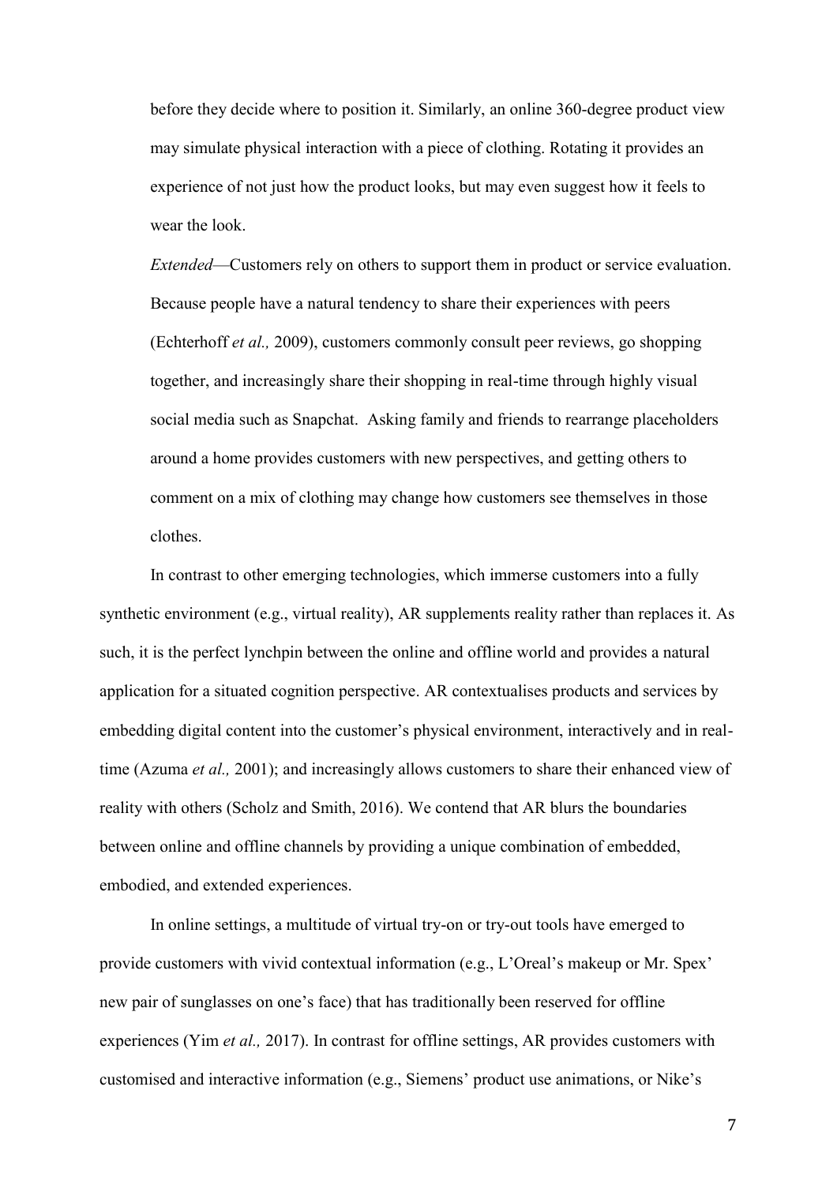before they decide where to position it. Similarly, an online 360-degree product view may simulate physical interaction with a piece of clothing. Rotating it provides an experience of not just how the product looks, but may even suggest how it feels to wear the look.

*Extended*—Customers rely on others to support them in product or service evaluation. Because people have a natural tendency to share their experiences with peers (Echterhoff *et al.,* 2009), customers commonly consult peer reviews, go shopping together, and increasingly share their shopping in real-time through highly visual social media such as Snapchat. Asking family and friends to rearrange placeholders around a home provides customers with new perspectives, and getting others to comment on a mix of clothing may change how customers see themselves in those clothes.

In contrast to other emerging technologies, which immerse customers into a fully synthetic environment (e.g., virtual reality), AR supplements reality rather than replaces it. As such, it is the perfect lynchpin between the online and offline world and provides a natural application for a situated cognition perspective. AR contextualises products and services by embedding digital content into the customer's physical environment, interactively and in real-time (Azuma *et al.,* 2001); and increasingly allows customers to share their enhanced view of reality with others (Scholz and Smith, 2016). We contend that AR blurs the boundaries between online and offline channels by providing a unique combination of embedded, embodied, and extended experiences.

In online settings, a multitude of virtual try-on or try-out tools have emerged to provide customers with vivid contextual information (e.g., L'Oreal's makeup or Mr. Spex' new pair of sunglasses on one's face) that has traditionally been reserved for offline experiences (Yim *et al.,* 2017). In contrast for offline settings, AR provides customers with customised and interactive information (e.g., Siemens' product use animations, or Nike's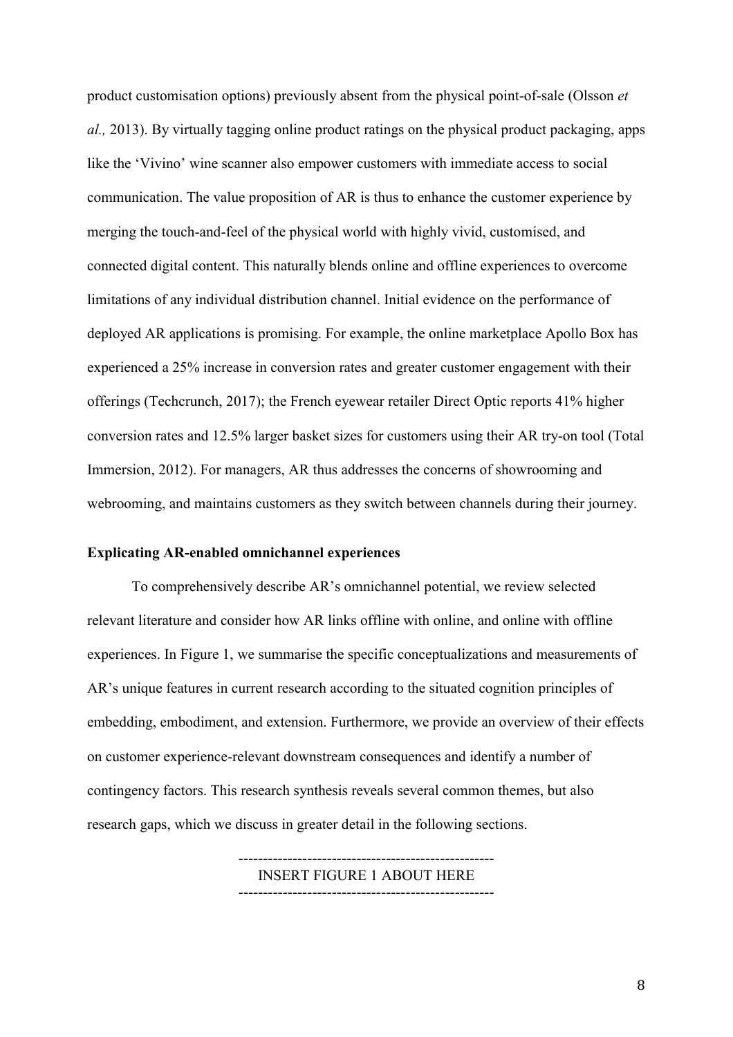product customisation options) previously absent from the physical point-of-sale (Olsson *et al.,* 2013). By virtually tagging online product ratings on the physical product packaging, apps like the 'Vivino' wine scanner also empower customers with immediate access to social communication. The value proposition of AR is thus to enhance the customer experience by merging the touch-and-feel of the physical world with highly vivid, customised, and connected digital content. This naturally blends online and offline experiences to overcome limitations of any individual distribution channel. Initial evidence on the performance of deployed AR applications is promising. For example, the online marketplace Apollo Box has experienced a 25% increase in conversion rates and greater customer engagement with their offerings (Techcrunch, 2017); the French eyewear retailer Direct Optic reports 41% higher conversion rates and 12.5% larger basket sizes for customers using their AR try-on tool (Total Immersion, 2012). For managers, AR thus addresses the concerns of showrooming and webrooming, and maintains customers as they switch between channels during their journey.

**Explicating AR-enabled omnichannel experiences**

To comprehensively describe AR's omnichannel potential, we review selected relevant literature and consider how AR links offline with online, and online with offline experiences. In Figure 1, we summarise the specific conceptualizations and measurements of AR's unique features in current research according to the situated cognition principles of embedding, embodiment, and extension. Furthermore, we provide an overview of their effects on customer experience-relevant downstream consequences and identify a number of contingency factors. This research synthesis reveals several common themes, but also research gaps, which we discuss in greater detail in the following sections.

---------------------------------------------------
INSERT FIGURE 1 ABOUT HERE
---------------------------------------------------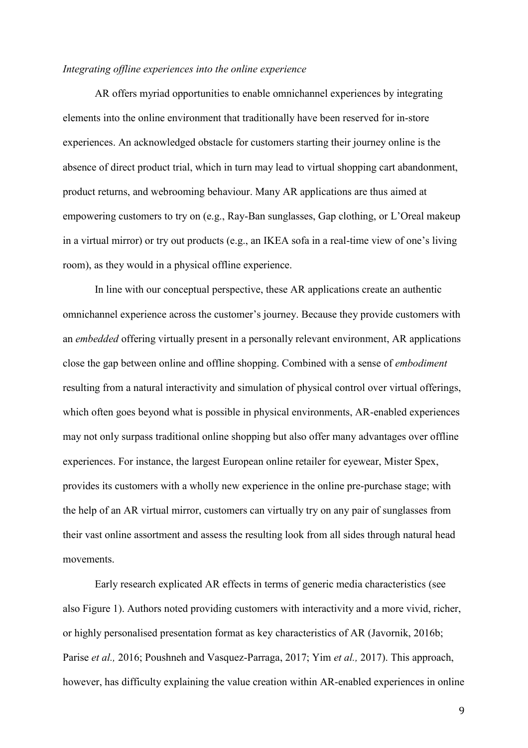*Integrating offline experiences into the online experience*

AR offers myriad opportunities to enable omnichannel experiences by integrating elements into the online environment that traditionally have been reserved for in-store experiences. An acknowledged obstacle for customers starting their journey online is the absence of direct product trial, which in turn may lead to virtual shopping cart abandonment, product returns, and webrooming behaviour. Many AR applications are thus aimed at empowering customers to try on (e.g., Ray-Ban sunglasses, Gap clothing, or L'Oreal makeup in a virtual mirror) or try out products (e.g., an IKEA sofa in a real-time view of one's living room), as they would in a physical offline experience.

In line with our conceptual perspective, these AR applications create an authentic omnichannel experience across the customer's journey. Because they provide customers with an *embedded* offering virtually present in a personally relevant environment, AR applications close the gap between online and offline shopping. Combined with a sense of *embodiment* resulting from a natural interactivity and simulation of physical control over virtual offerings, which often goes beyond what is possible in physical environments, AR-enabled experiences may not only surpass traditional online shopping but also offer many advantages over offline experiences. For instance, the largest European online retailer for eyewear, Mister Spex, provides its customers with a wholly new experience in the online pre-purchase stage; with the help of an AR virtual mirror, customers can virtually try on any pair of sunglasses from their vast online assortment and assess the resulting look from all sides through natural head movements.

Early research explicated AR effects in terms of generic media characteristics (see also Figure 1). Authors noted providing customers with interactivity and a more vivid, richer, or highly personalised presentation format as key characteristics of AR (Javornik, 2016b; Parise *et al.,* 2016; Poushneh and Vasquez-Parraga, 2017; Yim *et al.,* 2017). This approach, however, has difficulty explaining the value creation within AR-enabled experiences in online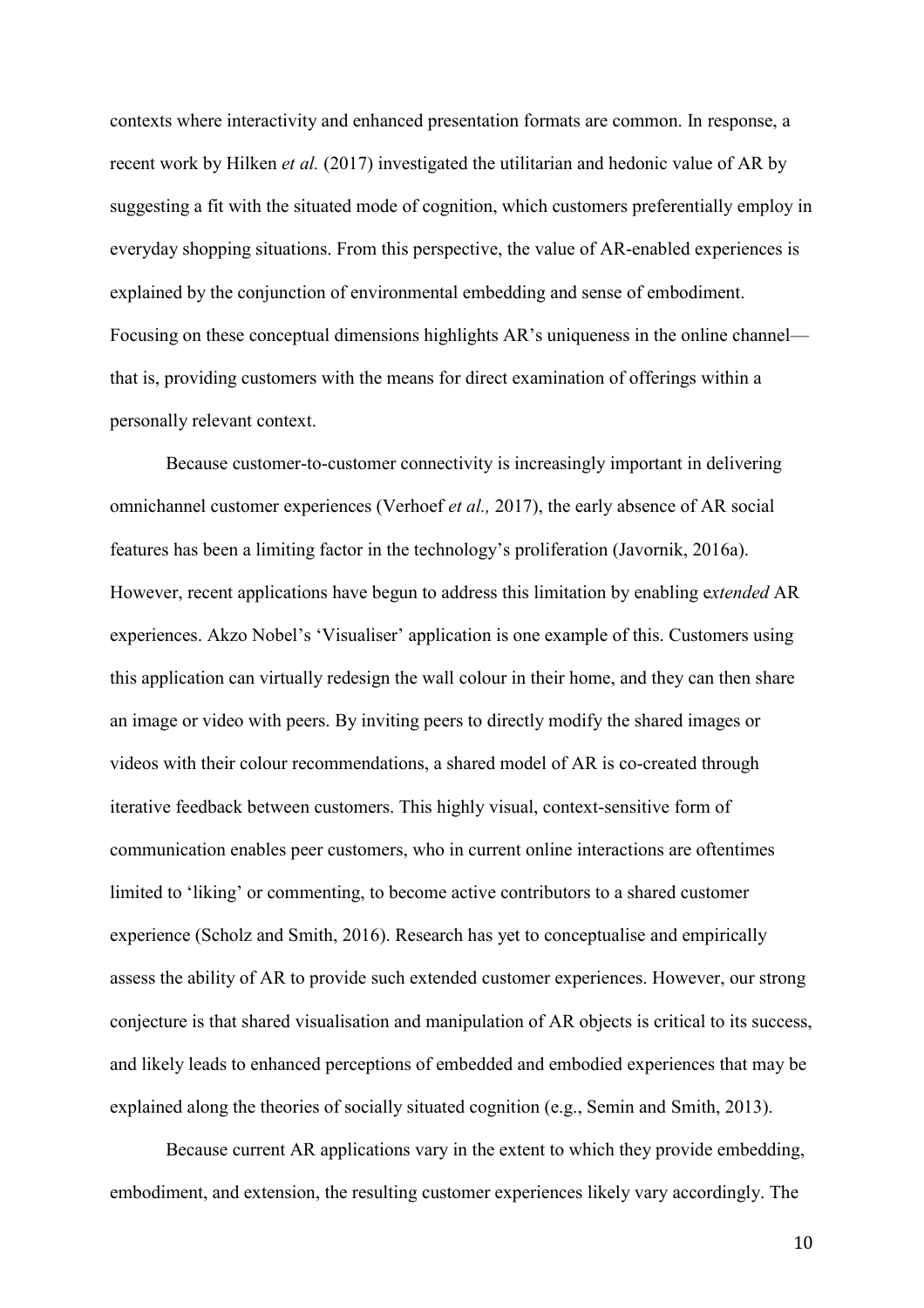contexts where interactivity and enhanced presentation formats are common. In response, a recent work by Hilken *et al.* (2017) investigated the utilitarian and hedonic value of AR by suggesting a fit with the situated mode of cognition, which customers preferentially employ in everyday shopping situations. From this perspective, the value of AR-enabled experiences is explained by the conjunction of environmental embedding and sense of embodiment. Focusing on these conceptual dimensions highlights AR's uniqueness in the online channel—that is, providing customers with the means for direct examination of offerings within a personally relevant context.

Because customer-to-customer connectivity is increasingly important in delivering omnichannel customer experiences (Verhoef *et al.,* 2017), the early absence of AR social features has been a limiting factor in the technology's proliferation (Javornik, 2016a). However, recent applications have begun to address this limitation by enabling e*xtended* AR experiences. Akzo Nobel's 'Visualiser' application is one example of this. Customers using this application can virtually redesign the wall colour in their home, and they can then share an image or video with peers. By inviting peers to directly modify the shared images or videos with their colour recommendations, a shared model of AR is co-created through iterative feedback between customers. This highly visual, context-sensitive form of communication enables peer customers, who in current online interactions are oftentimes limited to 'liking' or commenting, to become active contributors to a shared customer experience (Scholz and Smith, 2016). Research has yet to conceptualise and empirically assess the ability of AR to provide such extended customer experiences. However, our strong conjecture is that shared visualisation and manipulation of AR objects is critical to its success, and likely leads to enhanced perceptions of embedded and embodied experiences that may be explained along the theories of socially situated cognition (e.g., Semin and Smith, 2013).

Because current AR applications vary in the extent to which they provide embedding, embodiment, and extension, the resulting customer experiences likely vary accordingly. The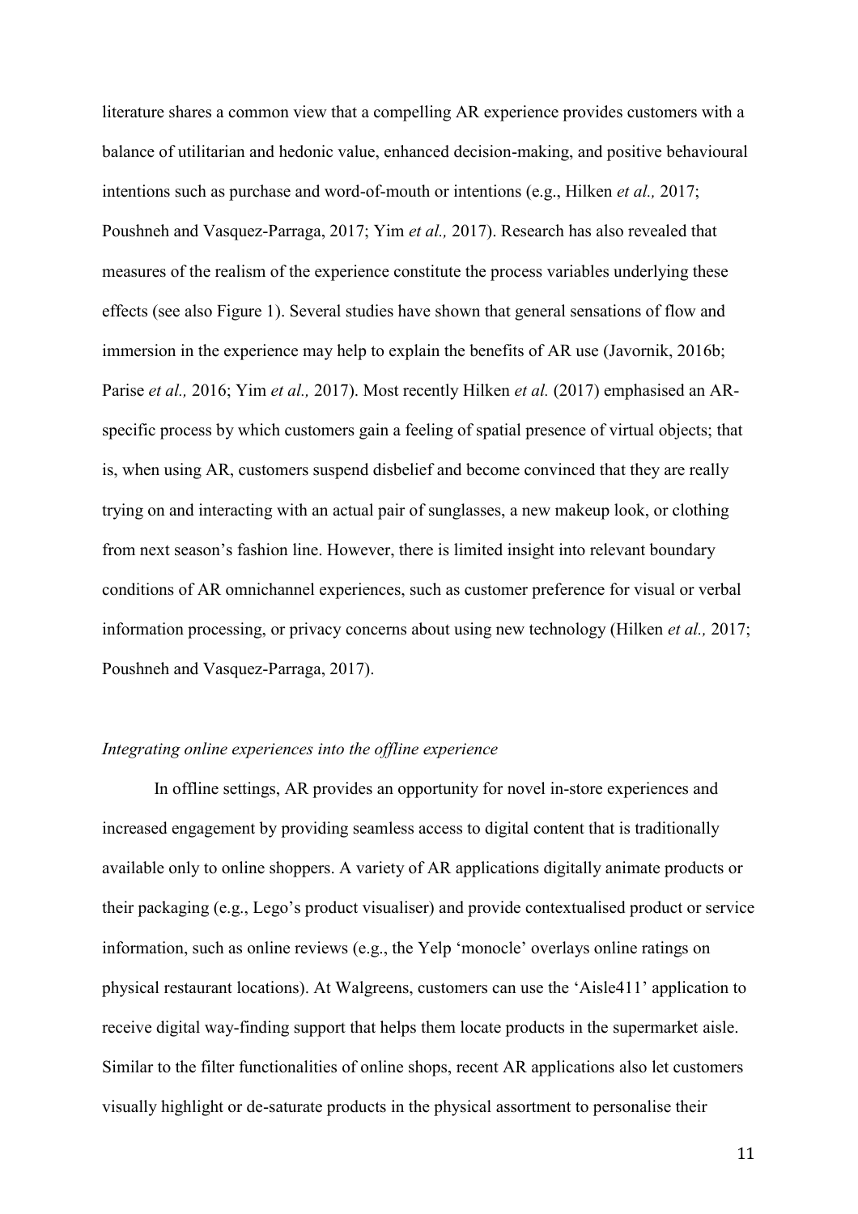literature shares a common view that a compelling AR experience provides customers with a balance of utilitarian and hedonic value, enhanced decision-making, and positive behavioural intentions such as purchase and word-of-mouth or intentions (e.g., Hilken *et al.,* 2017; Poushneh and Vasquez-Parraga, 2017; Yim *et al.,* 2017). Research has also revealed that measures of the realism of the experience constitute the process variables underlying these effects (see also Figure 1). Several studies have shown that general sensations of flow and immersion in the experience may help to explain the benefits of AR use (Javornik, 2016b; Parise *et al.,* 2016; Yim *et al.,* 2017). Most recently Hilken *et al.* (2017) emphasised an AR-specific process by which customers gain a feeling of spatial presence of virtual objects; that is, when using AR, customers suspend disbelief and become convinced that they are really trying on and interacting with an actual pair of sunglasses, a new makeup look, or clothing from next season's fashion line. However, there is limited insight into relevant boundary conditions of AR omnichannel experiences, such as customer preference for visual or verbal information processing, or privacy concerns about using new technology (Hilken *et al.,* 2017; Poushneh and Vasquez-Parraga, 2017).

*Integrating online experiences into the offline experience*

In offline settings, AR provides an opportunity for novel in-store experiences and increased engagement by providing seamless access to digital content that is traditionally available only to online shoppers. A variety of AR applications digitally animate products or their packaging (e.g., Lego's product visualiser) and provide contextualised product or service information, such as online reviews (e.g., the Yelp 'monocle' overlays online ratings on physical restaurant locations). At Walgreens, customers can use the 'Aisle411' application to receive digital way-finding support that helps them locate products in the supermarket aisle. Similar to the filter functionalities of online shops, recent AR applications also let customers visually highlight or de-saturate products in the physical assortment to personalise their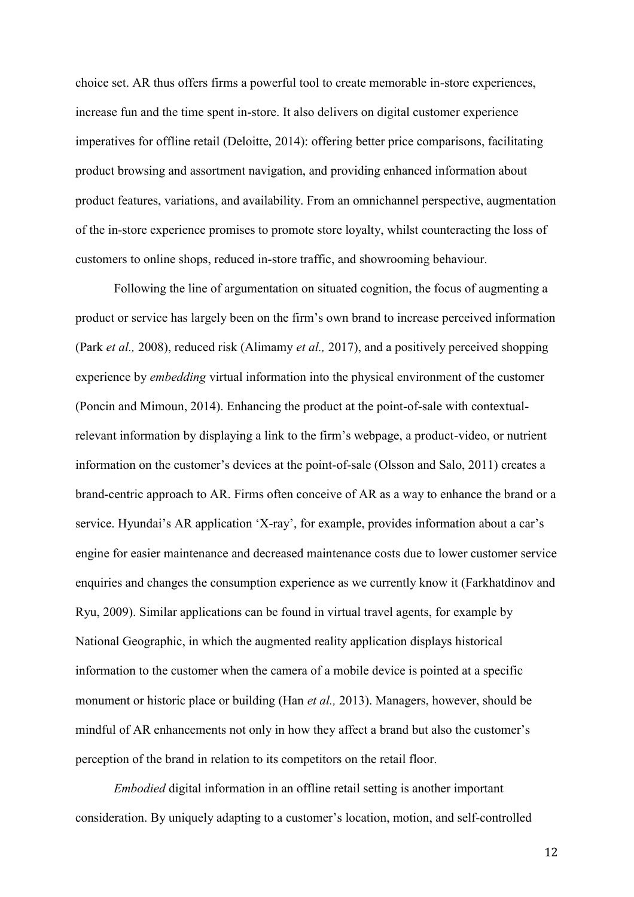choice set. AR thus offers firms a powerful tool to create memorable in-store experiences, increase fun and the time spent in-store. It also delivers on digital customer experience imperatives for offline retail (Deloitte, 2014): offering better price comparisons, facilitating product browsing and assortment navigation, and providing enhanced information about product features, variations, and availability. From an omnichannel perspective, augmentation of the in-store experience promises to promote store loyalty, whilst counteracting the loss of customers to online shops, reduced in-store traffic, and showrooming behaviour.

Following the line of argumentation on situated cognition, the focus of augmenting a product or service has largely been on the firm's own brand to increase perceived information (Park *et al.,* 2008), reduced risk (Alimamy *et al.,* 2017), and a positively perceived shopping experience by *embedding* virtual information into the physical environment of the customer (Poncin and Mimoun, 2014). Enhancing the product at the point-of-sale with contextual-relevant information by displaying a link to the firm's webpage, a product-video, or nutrient information on the customer's devices at the point-of-sale (Olsson and Salo, 2011) creates a brand-centric approach to AR. Firms often conceive of AR as a way to enhance the brand or a service. Hyundai's AR application 'X-ray', for example, provides information about a car's engine for easier maintenance and decreased maintenance costs due to lower customer service enquiries and changes the consumption experience as we currently know it (Farkhatdinov and Ryu, 2009). Similar applications can be found in virtual travel agents, for example by National Geographic, in which the augmented reality application displays historical information to the customer when the camera of a mobile device is pointed at a specific monument or historic place or building (Han *et al.,* 2013). Managers, however, should be mindful of AR enhancements not only in how they affect a brand but also the customer's perception of the brand in relation to its competitors on the retail floor.

*Embodied* digital information in an offline retail setting is another important consideration. By uniquely adapting to a customer's location, motion, and self-controlled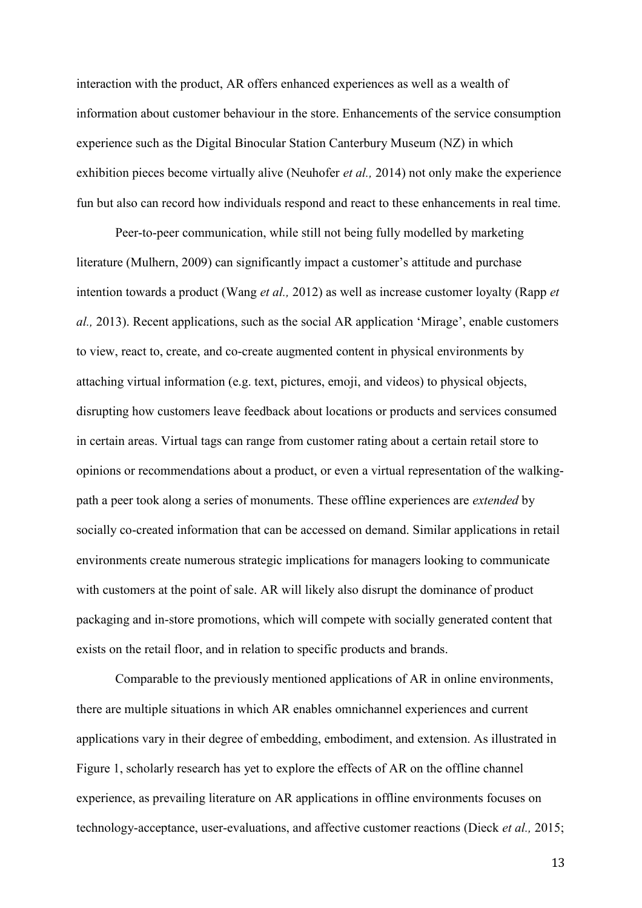interaction with the product, AR offers enhanced experiences as well as a wealth of information about customer behaviour in the store. Enhancements of the service consumption experience such as the Digital Binocular Station Canterbury Museum (NZ) in which exhibition pieces become virtually alive (Neuhofer *et al.,* 2014) not only make the experience fun but also can record how individuals respond and react to these enhancements in real time.

Peer-to-peer communication, while still not being fully modelled by marketing literature (Mulhern, 2009) can significantly impact a customer's attitude and purchase intention towards a product (Wang *et al.,* 2012) as well as increase customer loyalty (Rapp *et al.,* 2013). Recent applications, such as the social AR application 'Mirage', enable customers to view, react to, create, and co-create augmented content in physical environments by attaching virtual information (e.g. text, pictures, emoji, and videos) to physical objects, disrupting how customers leave feedback about locations or products and services consumed in certain areas. Virtual tags can range from customer rating about a certain retail store to opinions or recommendations about a product, or even a virtual representation of the walking-path a peer took along a series of monuments. These offline experiences are *extended* by socially co-created information that can be accessed on demand. Similar applications in retail environments create numerous strategic implications for managers looking to communicate with customers at the point of sale. AR will likely also disrupt the dominance of product packaging and in-store promotions, which will compete with socially generated content that exists on the retail floor, and in relation to specific products and brands.

Comparable to the previously mentioned applications of AR in online environments, there are multiple situations in which AR enables omnichannel experiences and current applications vary in their degree of embedding, embodiment, and extension. As illustrated in Figure 1, scholarly research has yet to explore the effects of AR on the offline channel experience, as prevailing literature on AR applications in offline environments focuses on technology-acceptance, user-evaluations, and affective customer reactions (Dieck *et al.,* 2015;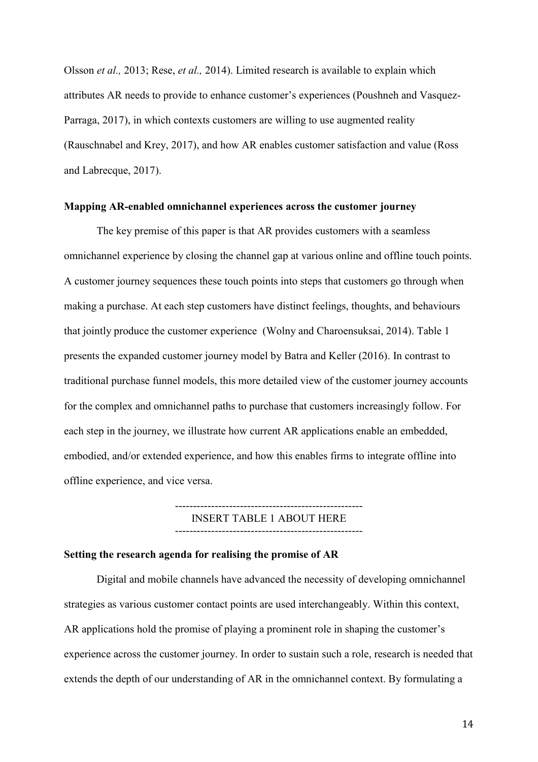Olsson *et al.,* 2013; Rese, *et al.,* 2014). Limited research is available to explain which attributes AR needs to provide to enhance customer's experiences (Poushneh and Vasquez-Parraga, 2017), in which contexts customers are willing to use augmented reality (Rauschnabel and Krey, 2017), and how AR enables customer satisfaction and value (Ross and Labrecque, 2017).

**Mapping AR-enabled omnichannel experiences across the customer journey**

The key premise of this paper is that AR provides customers with a seamless omnichannel experience by closing the channel gap at various online and offline touch points. A customer journey sequences these touch points into steps that customers go through when making a purchase. At each step customers have distinct feelings, thoughts, and behaviours that jointly produce the customer experience (Wolny and Charoensuksai, 2014). Table 1 presents the expanded customer journey model by Batra and Keller (2016). In contrast to traditional purchase funnel models, this more detailed view of the customer journey accounts for the complex and omnichannel paths to purchase that customers increasingly follow. For each step in the journey, we illustrate how current AR applications enable an embedded, embodied, and/or extended experience, and how this enables firms to integrate offline into offline experience, and vice versa.

---------------------------------------------------

INSERT TABLE 1 ABOUT HERE

---------------------------------------------------

**Setting the research agenda for realising the promise of AR**

Digital and mobile channels have advanced the necessity of developing omnichannel strategies as various customer contact points are used interchangeably. Within this context, AR applications hold the promise of playing a prominent role in shaping the customer's experience across the customer journey. In order to sustain such a role, research is needed that extends the depth of our understanding of AR in the omnichannel context. By formulating a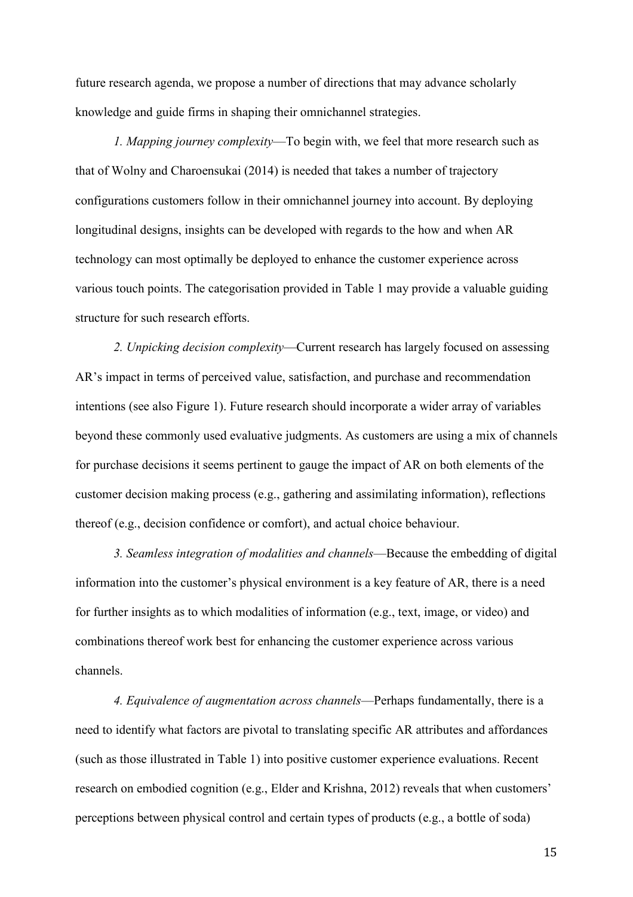future research agenda, we propose a number of directions that may advance scholarly knowledge and guide firms in shaping their omnichannel strategies.

*1. Mapping journey complexity*—To begin with, we feel that more research such as that of Wolny and Charoensukai (2014) is needed that takes a number of trajectory configurations customers follow in their omnichannel journey into account. By deploying longitudinal designs, insights can be developed with regards to the how and when AR technology can most optimally be deployed to enhance the customer experience across various touch points. The categorisation provided in Table 1 may provide a valuable guiding structure for such research efforts.

*2. Unpicking decision complexity*—Current research has largely focused on assessing AR's impact in terms of perceived value, satisfaction, and purchase and recommendation intentions (see also Figure 1). Future research should incorporate a wider array of variables beyond these commonly used evaluative judgments. As customers are using a mix of channels for purchase decisions it seems pertinent to gauge the impact of AR on both elements of the customer decision making process (e.g., gathering and assimilating information), reflections thereof (e.g., decision confidence or comfort), and actual choice behaviour.

*3. Seamless integration of modalities and channels*—Because the embedding of digital information into the customer's physical environment is a key feature of AR, there is a need for further insights as to which modalities of information (e.g., text, image, or video) and combinations thereof work best for enhancing the customer experience across various channels.

*4. Equivalence of augmentation across channels*—Perhaps fundamentally, there is a need to identify what factors are pivotal to translating specific AR attributes and affordances (such as those illustrated in Table 1) into positive customer experience evaluations. Recent research on embodied cognition (e.g., Elder and Krishna, 2012) reveals that when customers' perceptions between physical control and certain types of products (e.g., a bottle of soda)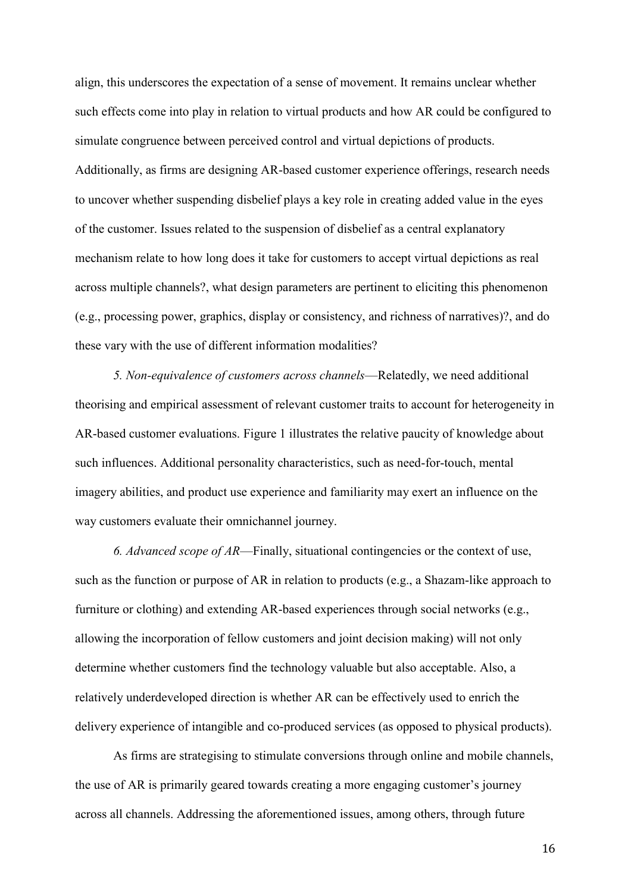align, this underscores the expectation of a sense of movement. It remains unclear whether such effects come into play in relation to virtual products and how AR could be configured to simulate congruence between perceived control and virtual depictions of products. Additionally, as firms are designing AR-based customer experience offerings, research needs to uncover whether suspending disbelief plays a key role in creating added value in the eyes of the customer. Issues related to the suspension of disbelief as a central explanatory mechanism relate to how long does it take for customers to accept virtual depictions as real across multiple channels?, what design parameters are pertinent to eliciting this phenomenon (e.g., processing power, graphics, display or consistency, and richness of narratives)?, and do these vary with the use of different information modalities?

*5. Non-equivalence of customers across channels*—Relatedly, we need additional theorising and empirical assessment of relevant customer traits to account for heterogeneity in AR-based customer evaluations. Figure 1 illustrates the relative paucity of knowledge about such influences. Additional personality characteristics, such as need-for-touch, mental imagery abilities, and product use experience and familiarity may exert an influence on the way customers evaluate their omnichannel journey.

*6. Advanced scope of AR*—Finally, situational contingencies or the context of use, such as the function or purpose of AR in relation to products (e.g., a Shazam-like approach to furniture or clothing) and extending AR-based experiences through social networks (e.g., allowing the incorporation of fellow customers and joint decision making) will not only determine whether customers find the technology valuable but also acceptable. Also, a relatively underdeveloped direction is whether AR can be effectively used to enrich the delivery experience of intangible and co-produced services (as opposed to physical products).

As firms are strategising to stimulate conversions through online and mobile channels, the use of AR is primarily geared towards creating a more engaging customer's journey across all channels. Addressing the aforementioned issues, among others, through future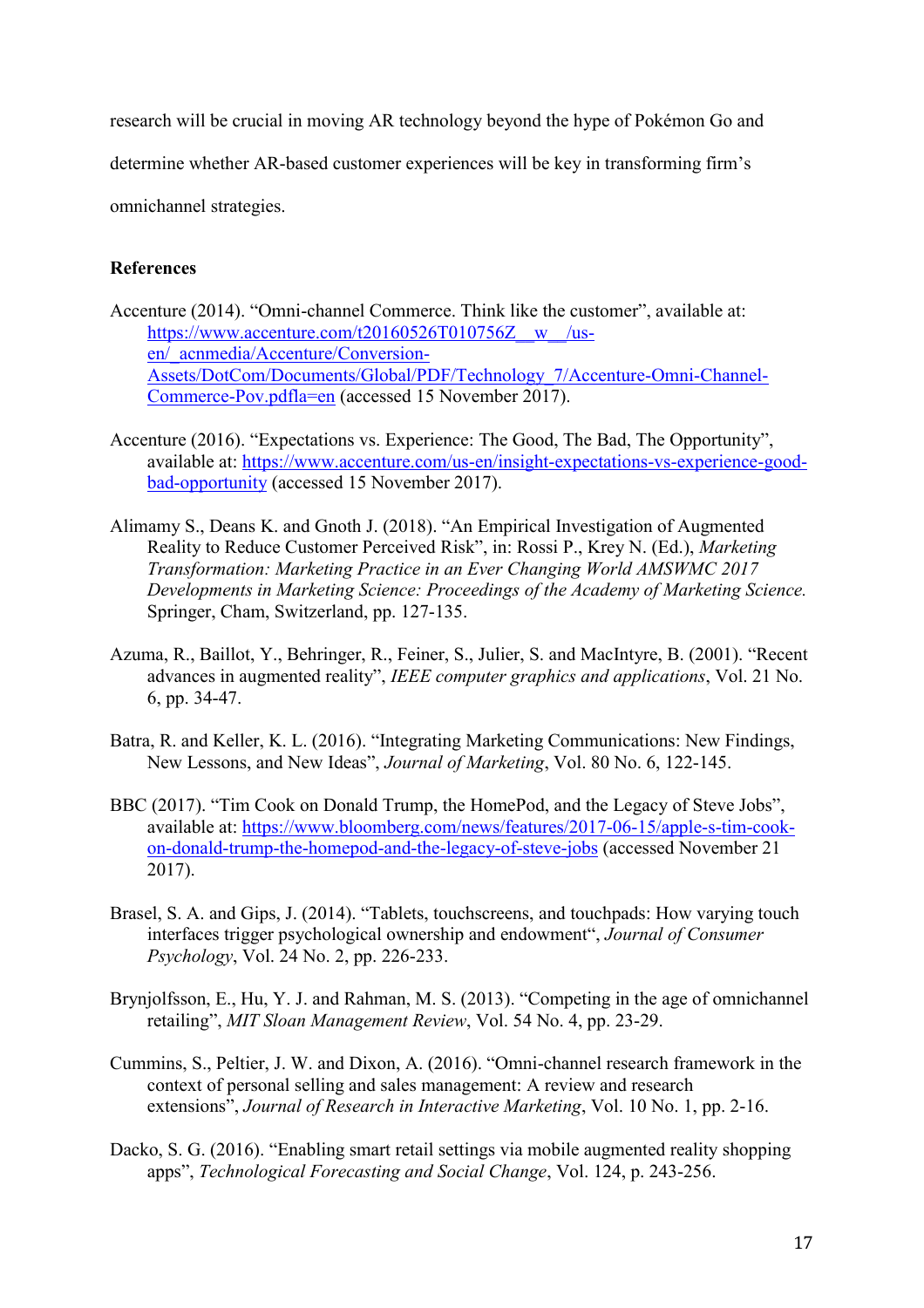research will be crucial in moving AR technology beyond the hype of Pokémon Go and determine whether AR-based customer experiences will be key in transforming firm's omnichannel strategies.

**References**

Accenture (2014). "Omni-channel Commerce. Think like the customer", available at: https://www.accenture.com/t20160526T010756Z__w__/us-en/_acnmedia/Accenture/Conversion-Assets/DotCom/Documents/Global/PDF/Technology_7/Accenture-Omni-Channel-Commerce-Pov.pdfla=en (accessed 15 November 2017).

Accenture (2016). "Expectations vs. Experience: The Good, The Bad, The Opportunity", available at: https://www.accenture.com/us-en/insight-expectations-vs-experience-good-bad-opportunity (accessed 15 November 2017).

Alimamy S., Deans K. and Gnoth J. (2018). "An Empirical Investigation of Augmented Reality to Reduce Customer Perceived Risk", in: Rossi P., Krey N. (Ed.), *Marketing Transformation: Marketing Practice in an Ever Changing World AMSWMC 2017 Developments in Marketing Science: Proceedings of the Academy of Marketing Science.* Springer, Cham, Switzerland, pp. 127-135.

Azuma, R., Baillot, Y., Behringer, R., Feiner, S., Julier, S. and MacIntyre, B. (2001). "Recent advances in augmented reality", *IEEE computer graphics and applications*, Vol. 21 No. 6, pp. 34-47.

Batra, R. and Keller, K. L. (2016). "Integrating Marketing Communications: New Findings, New Lessons, and New Ideas", *Journal of Marketing*, Vol. 80 No. 6, 122-145.

BBC (2017). "Tim Cook on Donald Trump, the HomePod, and the Legacy of Steve Jobs", available at: https://www.bloomberg.com/news/features/2017-06-15/apple-s-tim-cook-on-donald-trump-the-homepod-and-the-legacy-of-steve-jobs (accessed November 21 2017).

Brasel, S. A. and Gips, J. (2014). "Tablets, touchscreens, and touchpads: How varying touch interfaces trigger psychological ownership and endowment", *Journal of Consumer Psychology*, Vol. 24 No. 2, pp. 226-233.

Brynjolfsson, E., Hu, Y. J. and Rahman, M. S. (2013). "Competing in the age of omnichannel retailing", *MIT Sloan Management Review*, Vol. 54 No. 4, pp. 23-29.

Cummins, S., Peltier, J. W. and Dixon, A. (2016). "Omni-channel research framework in the context of personal selling and sales management: A review and research extensions", *Journal of Research in Interactive Marketing*, Vol. 10 No. 1, pp. 2-16.

Dacko, S. G. (2016). "Enabling smart retail settings via mobile augmented reality shopping apps", *Technological Forecasting and Social Change*, Vol. 124, p. 243-256.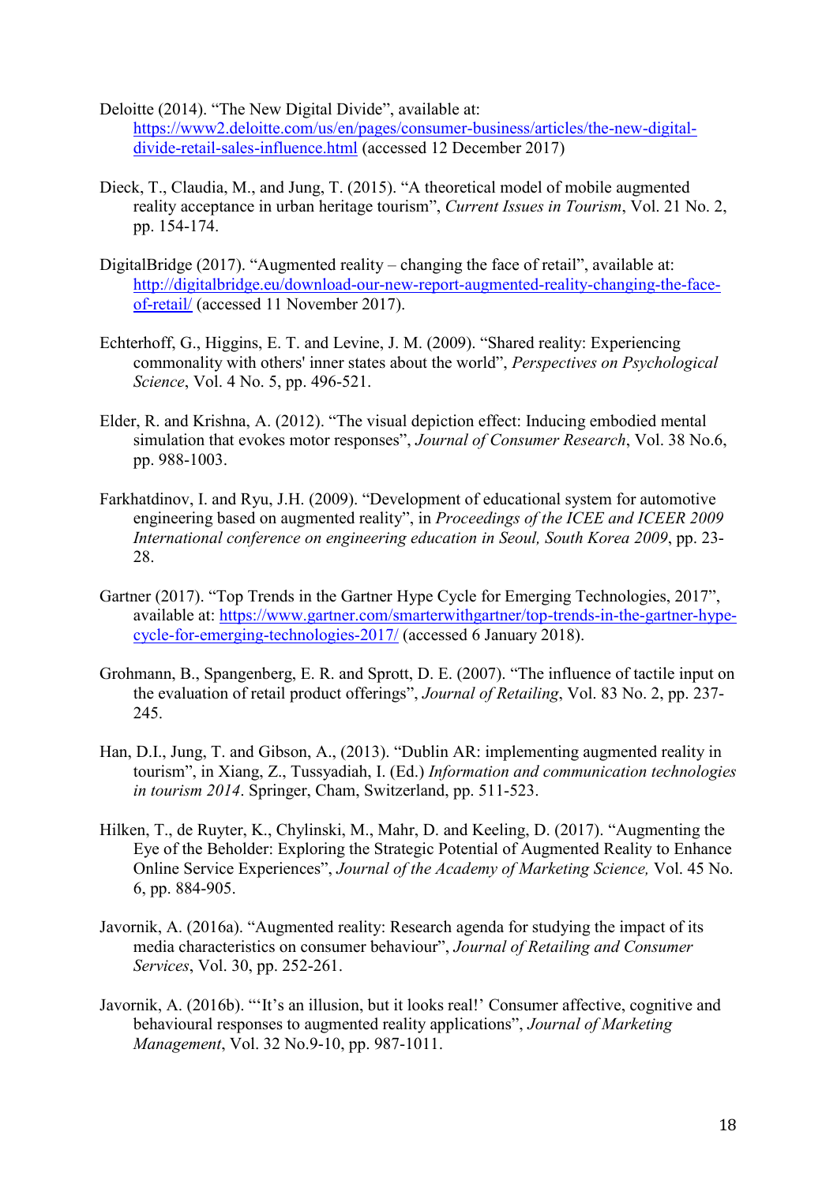Deloitte (2014). "The New Digital Divide", available at: https://www2.deloitte.com/us/en/pages/consumer-business/articles/the-new-digital-divide-retail-sales-influence.html (accessed 12 December 2017)

Dieck, T., Claudia, M., and Jung, T. (2015). "A theoretical model of mobile augmented reality acceptance in urban heritage tourism", *Current Issues in Tourism*, Vol. 21 No. 2, pp. 154-174.

DigitalBridge (2017). "Augmented reality – changing the face of retail", available at: http://digitalbridge.eu/download-our-new-report-augmented-reality-changing-the-face-of-retail/ (accessed 11 November 2017).

Echterhoff, G., Higgins, E. T. and Levine, J. M. (2009). "Shared reality: Experiencing commonality with others' inner states about the world", *Perspectives on Psychological Science*, Vol. 4 No. 5, pp. 496-521.

Elder, R. and Krishna, A. (2012). "The visual depiction effect: Inducing embodied mental simulation that evokes motor responses", *Journal of Consumer Research*, Vol. 38 No.6, pp. 988-1003.

Farkhatdinov, I. and Ryu, J.H. (2009). "Development of educational system for automotive engineering based on augmented reality", in *Proceedings of the ICEE and ICEER 2009 International conference on engineering education in Seoul, South Korea 2009*, pp. 23-28.

Gartner (2017). "Top Trends in the Gartner Hype Cycle for Emerging Technologies, 2017", available at: https://www.gartner.com/smarterwithgartner/top-trends-in-the-gartner-hype-cycle-for-emerging-technologies-2017/ (accessed 6 January 2018).

Grohmann, B., Spangenberg, E. R. and Sprott, D. E. (2007). "The influence of tactile input on the evaluation of retail product offerings", *Journal of Retailing*, Vol. 83 No. 2, pp. 237-245.

Han, D.I., Jung, T. and Gibson, A., (2013). "Dublin AR: implementing augmented reality in tourism", in Xiang, Z., Tussyadiah, I. (Ed.) *Information and communication technologies in tourism 2014*. Springer, Cham, Switzerland, pp. 511-523.

Hilken, T., de Ruyter, K., Chylinski, M., Mahr, D. and Keeling, D. (2017). "Augmenting the Eye of the Beholder: Exploring the Strategic Potential of Augmented Reality to Enhance Online Service Experiences", *Journal of the Academy of Marketing Science,* Vol. 45 No. 6, pp. 884-905.

Javornik, A. (2016a). "Augmented reality: Research agenda for studying the impact of its media characteristics on consumer behaviour", *Journal of Retailing and Consumer Services*, Vol. 30, pp. 252-261.

Javornik, A. (2016b). "'It's an illusion, but it looks real!' Consumer affective, cognitive and behavioural responses to augmented reality applications", *Journal of Marketing Management*, Vol. 32 No.9-10, pp. 987-1011.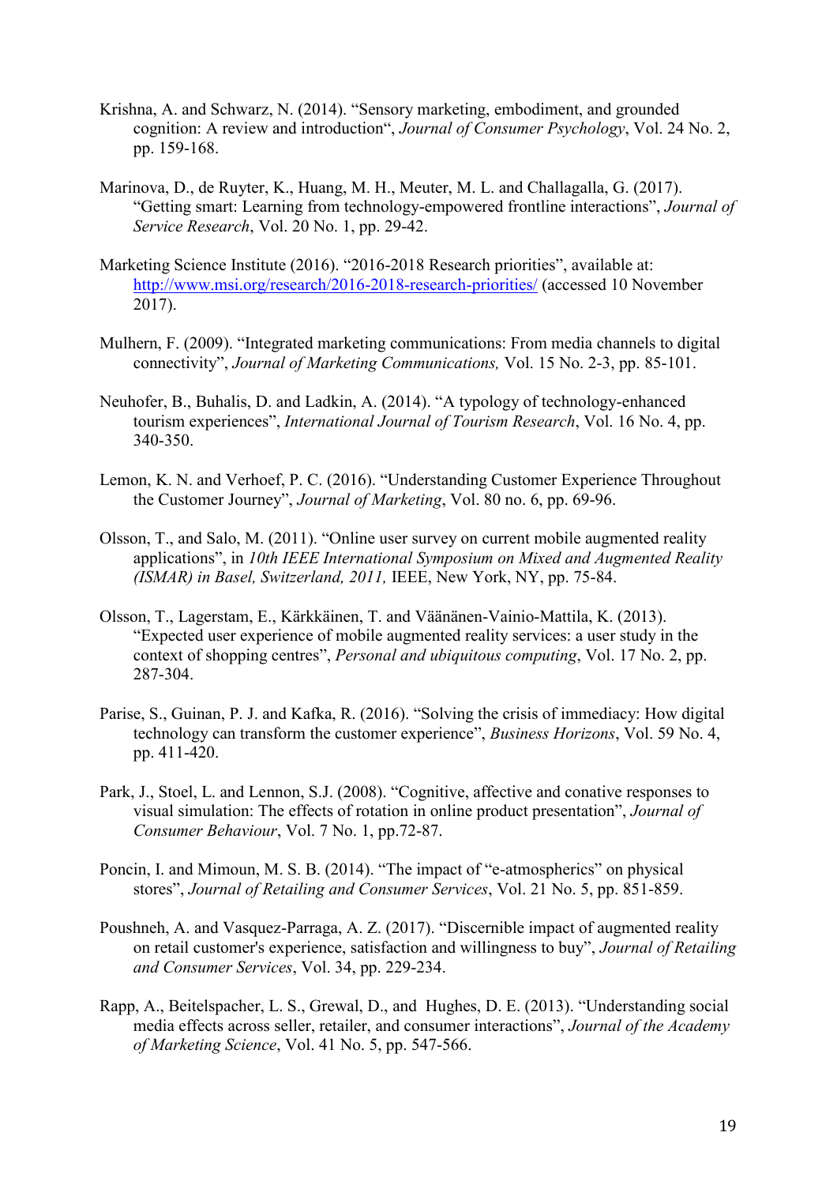Krishna, A. and Schwarz, N. (2014). "Sensory marketing, embodiment, and grounded cognition: A review and introduction", *Journal of Consumer Psychology*, Vol. 24 No. 2, pp. 159-168.

Marinova, D., de Ruyter, K., Huang, M. H., Meuter, M. L. and Challagalla, G. (2017). "Getting smart: Learning from technology-empowered frontline interactions", *Journal of Service Research*, Vol. 20 No. 1, pp. 29-42.

Marketing Science Institute (2016). "2016-2018 Research priorities", available at: http://www.msi.org/research/2016-2018-research-priorities/ (accessed 10 November 2017).

Mulhern, F. (2009). "Integrated marketing communications: From media channels to digital connectivity", *Journal of Marketing Communications,* Vol. 15 No. 2-3, pp. 85-101.

Neuhofer, B., Buhalis, D. and Ladkin, A. (2014). "A typology of technology-enhanced tourism experiences", *International Journal of Tourism Research*, Vol. 16 No. 4, pp. 340-350.

Lemon, K. N. and Verhoef, P. C. (2016). "Understanding Customer Experience Throughout the Customer Journey", *Journal of Marketing*, Vol. 80 no. 6, pp. 69-96.

Olsson, T., and Salo, M. (2011). "Online user survey on current mobile augmented reality applications", in *10th IEEE International Symposium on Mixed and Augmented Reality (ISMAR) in Basel, Switzerland, 2011,* IEEE, New York, NY, pp. 75-84.

Olsson, T., Lagerstam, E., Kärkkäinen, T. and Väänänen-Vainio-Mattila, K. (2013). "Expected user experience of mobile augmented reality services: a user study in the context of shopping centres", *Personal and ubiquitous computing*, Vol. 17 No. 2, pp. 287-304.

Parise, S., Guinan, P. J. and Kafka, R. (2016). "Solving the crisis of immediacy: How digital technology can transform the customer experience", *Business Horizons*, Vol. 59 No. 4, pp. 411-420.

Park, J., Stoel, L. and Lennon, S.J. (2008). "Cognitive, affective and conative responses to visual simulation: The effects of rotation in online product presentation", *Journal of Consumer Behaviour*, Vol. 7 No. 1, pp.72-87.

Poncin, I. and Mimoun, M. S. B. (2014). "The impact of "e-atmospherics" on physical stores", *Journal of Retailing and Consumer Services*, Vol. 21 No. 5, pp. 851-859.

Poushneh, A. and Vasquez-Parraga, A. Z. (2017). "Discernible impact of augmented reality on retail customer's experience, satisfaction and willingness to buy", *Journal of Retailing and Consumer Services*, Vol. 34, pp. 229-234.

Rapp, A., Beitelspacher, L. S., Grewal, D., and Hughes, D. E. (2013). "Understanding social media effects across seller, retailer, and consumer interactions", *Journal of the Academy of Marketing Science*, Vol. 41 No. 5, pp. 547-566.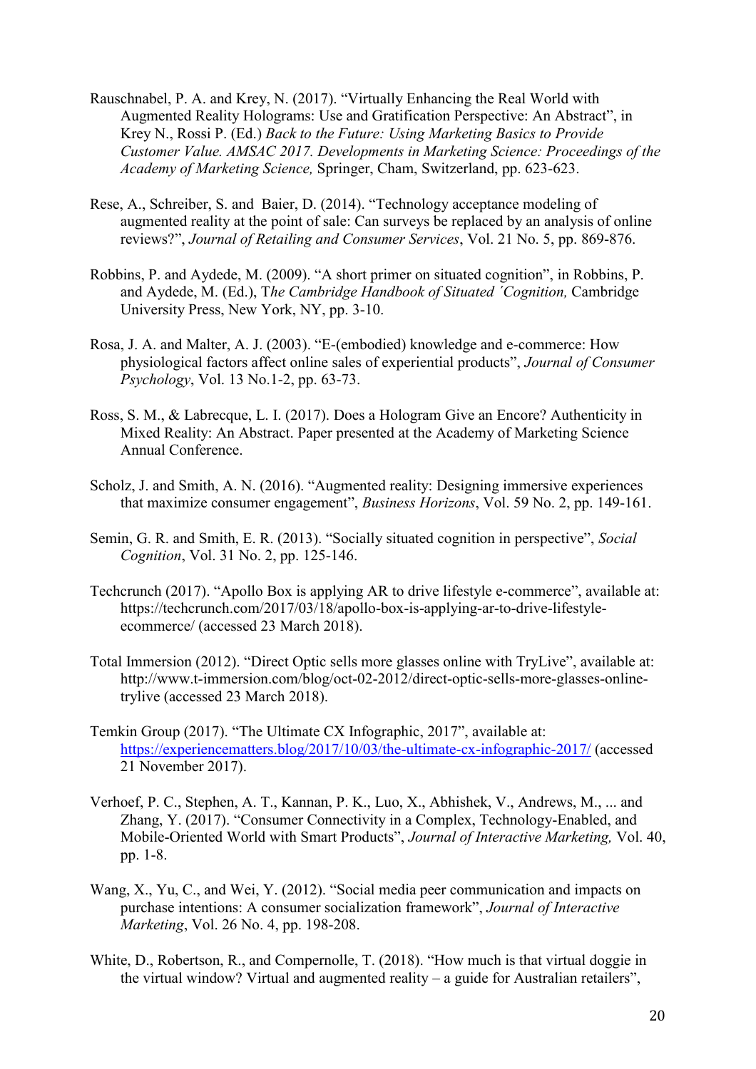Rauschnabel, P. A. and Krey, N. (2017). "Virtually Enhancing the Real World with Augmented Reality Holograms: Use and Gratification Perspective: An Abstract", in Krey N., Rossi P. (Ed.) *Back to the Future: Using Marketing Basics to Provide Customer Value. AMSAC 2017. Developments in Marketing Science: Proceedings of the Academy of Marketing Science,* Springer, Cham, Switzerland, pp. 623-623.

Rese, A., Schreiber, S. and Baier, D. (2014). "Technology acceptance modeling of augmented reality at the point of sale: Can surveys be replaced by an analysis of online reviews?", *Journal of Retailing and Consumer Services*, Vol. 21 No. 5, pp. 869-876.

Robbins, P. and Aydede, M. (2009). "A short primer on situated cognition", in Robbins, P. and Aydede, M. (Ed.), T*he Cambridge Handbook of Situated ´Cognition,* Cambridge University Press, New York, NY, pp. 3-10.

Rosa, J. A. and Malter, A. J. (2003). "E-(embodied) knowledge and e-commerce: How physiological factors affect online sales of experiential products", *Journal of Consumer Psychology*, Vol. 13 No.1-2, pp. 63-73.

Ross, S. M., & Labrecque, L. I. (2017). Does a Hologram Give an Encore? Authenticity in Mixed Reality: An Abstract. Paper presented at the Academy of Marketing Science Annual Conference.

Scholz, J. and Smith, A. N. (2016). "Augmented reality: Designing immersive experiences that maximize consumer engagement", *Business Horizons*, Vol. 59 No. 2, pp. 149-161.

Semin, G. R. and Smith, E. R. (2013). "Socially situated cognition in perspective", *Social Cognition*, Vol. 31 No. 2, pp. 125-146.

Techcrunch (2017). "Apollo Box is applying AR to drive lifestyle e-commerce", available at: https://techcrunch.com/2017/03/18/apollo-box-is-applying-ar-to-drive-lifestyle-ecommerce/ (accessed 23 March 2018).

Total Immersion (2012). "Direct Optic sells more glasses online with TryLive", available at: http://www.t-immersion.com/blog/oct-02-2012/direct-optic-sells-more-glasses-online-trylive (accessed 23 March 2018).

Temkin Group (2017). "The Ultimate CX Infographic, 2017", available at: https://experiencematters.blog/2017/10/03/the-ultimate-cx-infographic-2017/ (accessed 21 November 2017).

Verhoef, P. C., Stephen, A. T., Kannan, P. K., Luo, X., Abhishek, V., Andrews, M., ... and Zhang, Y. (2017). "Consumer Connectivity in a Complex, Technology-Enabled, and Mobile-Oriented World with Smart Products", *Journal of Interactive Marketing,* Vol. 40, pp. 1-8.

Wang, X., Yu, C., and Wei, Y. (2012). "Social media peer communication and impacts on purchase intentions: A consumer socialization framework", *Journal of Interactive Marketing*, Vol. 26 No. 4, pp. 198-208.

White, D., Robertson, R., and Compernolle, T. (2018). "How much is that virtual doggie in the virtual window? Virtual and augmented reality – a guide for Australian retailers",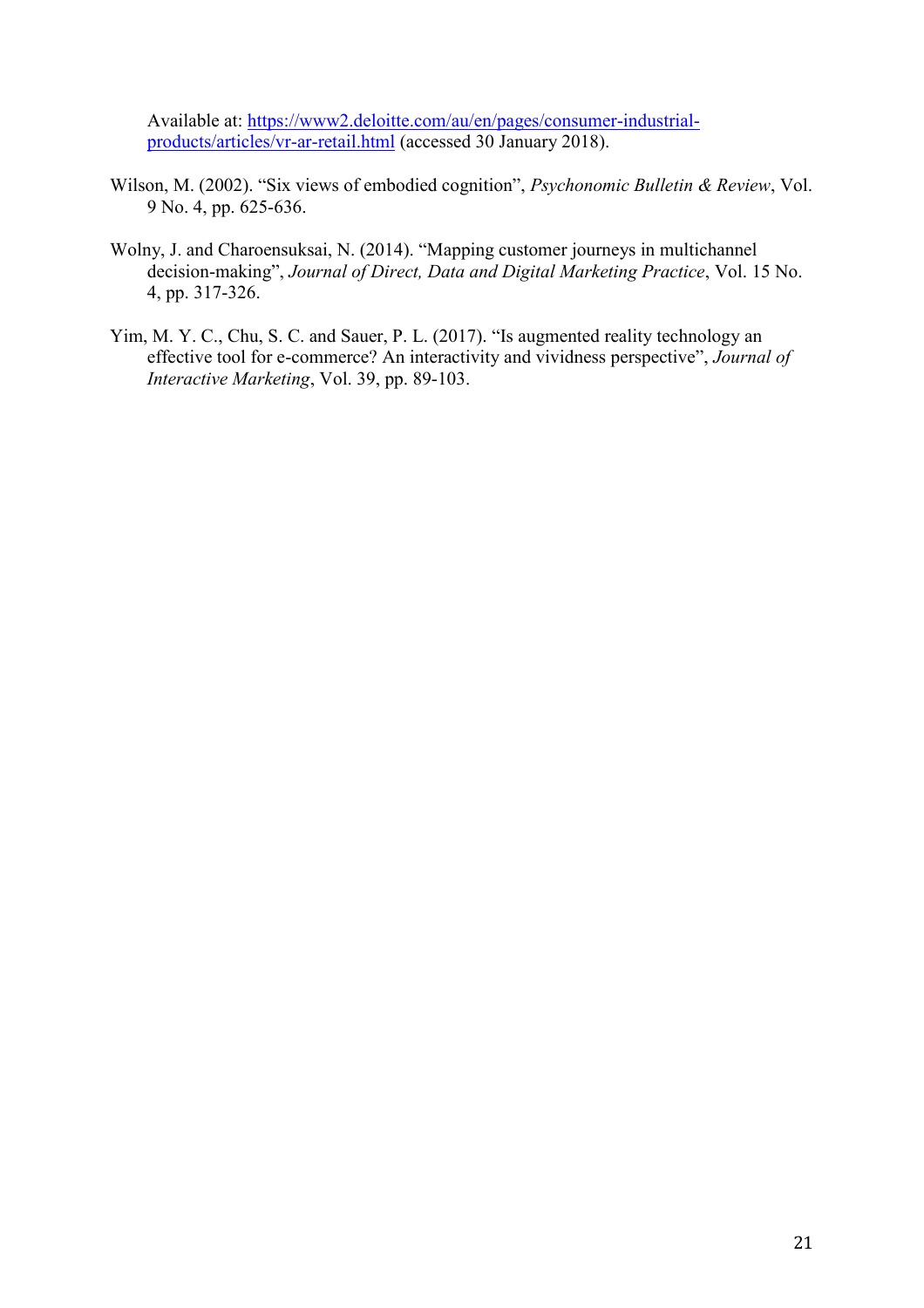Available at: [https://www2.deloitte.com/au/en/pages/consumer-industrial-products/articles/vr-ar-retail.html](https://www2.deloitte.com/au/en/pages/consumer-industrial-products/articles/vr-ar-retail.html) (accessed 30 January 2018).

Wilson, M. (2002). "Six views of embodied cognition", *Psychonomic Bulletin & Review*, Vol. 9 No. 4, pp. 625-636.

Wolny, J. and Charoensuksai, N. (2014). "Mapping customer journeys in multichannel decision-making", *Journal of Direct, Data and Digital Marketing Practice*, Vol. 15 No. 4, pp. 317-326.

Yim, M. Y. C., Chu, S. C. and Sauer, P. L. (2017). "Is augmented reality technology an effective tool for e-commerce? An interactivity and vividness perspective", *Journal of Interactive Marketing*, Vol. 39, pp. 89-103.